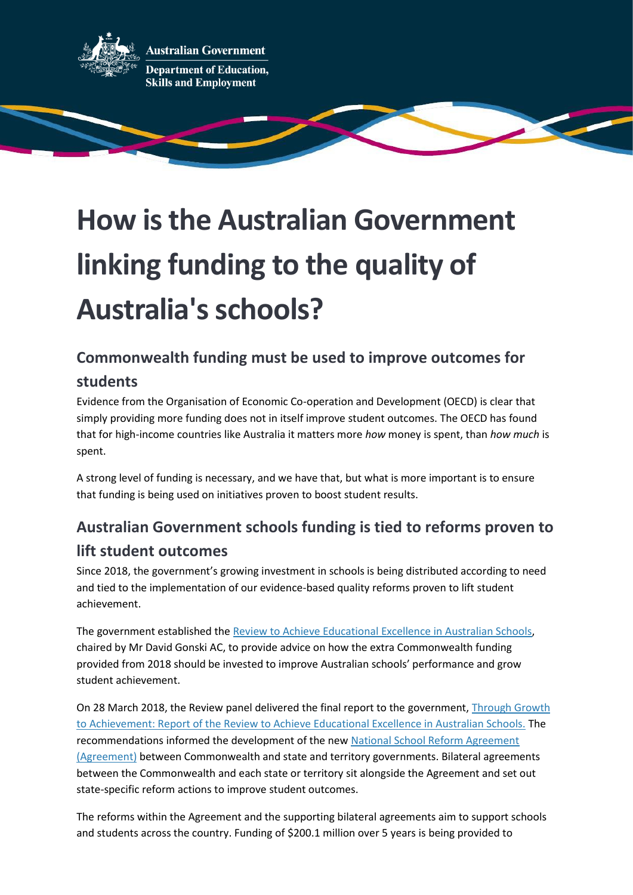Australian Government

Department of Education, Skills and Employment

# How is the Australian Government linking funding to the quality of Australia's schools?

## Commonwealth funding must be used to improve outcomes for students

Evidence from the Organisation of Economic Co-operation and Development (OECD) is clear that simply providing more funding does not in itself improve student outcomes. The OECD has found that for high-income countries like Australia it matters more *how* money is spent, than *how much* is spent.

A strong level of funding is necessary, and we have that, but what is more important is to ensure that funding is being used on initiatives proven to boost student results.

## Australian Government schools funding is tied to reforms proven to lift student outcomes

Since 2018, the government's growing investment in schools is being distributed according to need and tied to the implementation of our evidence-based quality reforms proven to lift student achievement.

The government established the [Review to Achieve Educational Excellence in Australian Schools](), chaired by Mr David Gonski AC, to provide advice on how the extra Commonwealth funding provided from 2018 should be invested to improve Australian schools' performance and grow student achievement.

On 28 March 2018, the Review panel delivered the final report to the government, [Through Growth to Achievement: Report of the Review to Achieve Educational Excellence in Australian Schools.]() The recommendations informed the development of the new [National School Reform Agreement (Agreement)]() between Commonwealth and state and territory governments. Bilateral agreements between the Commonwealth and each state or territory sit alongside the Agreement and set out state-specific reform actions to improve student outcomes.

The reforms within the Agreement and the supporting bilateral agreements aim to support schools and students across the country. Funding of $200.1 million over 5 years is being provided to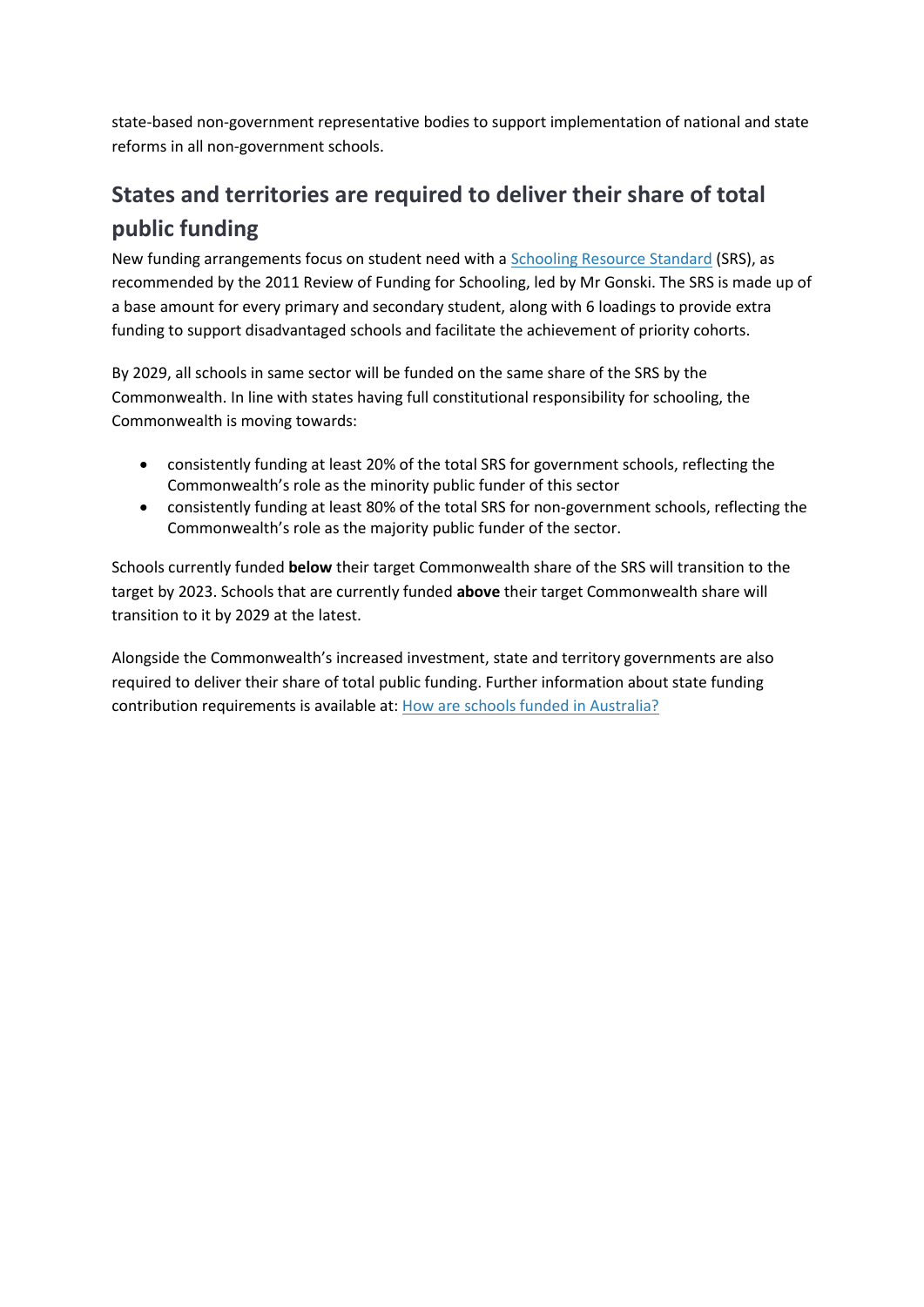state-based non-government representative bodies to support implementation of national and state reforms in all non-government schools.

## States and territories are required to deliver their share of total public funding

New funding arrangements focus on student need with a [Schooling Resource Standard]() (SRS), as recommended by the 2011 Review of Funding for Schooling, led by Mr Gonski. The SRS is made up of a base amount for every primary and secondary student, along with 6 loadings to provide extra funding to support disadvantaged schools and facilitate the achievement of priority cohorts.

By 2029, all schools in same sector will be funded on the same share of the SRS by the Commonwealth. In line with states having full constitutional responsibility for schooling, the Commonwealth is moving towards:

- consistently funding at least 20% of the total SRS for government schools, reflecting the Commonwealth's role as the minority public funder of this sector
- consistently funding at least 80% of the total SRS for non-government schools, reflecting the Commonwealth's role as the majority public funder of the sector.

Schools currently funded **below** their target Commonwealth share of the SRS will transition to the target by 2023. Schools that are currently funded **above** their target Commonwealth share will transition to it by 2029 at the latest.

Alongside the Commonwealth's increased investment, state and territory governments are also required to deliver their share of total public funding. Further information about state funding contribution requirements is available at: [How are schools funded in Australia?]()